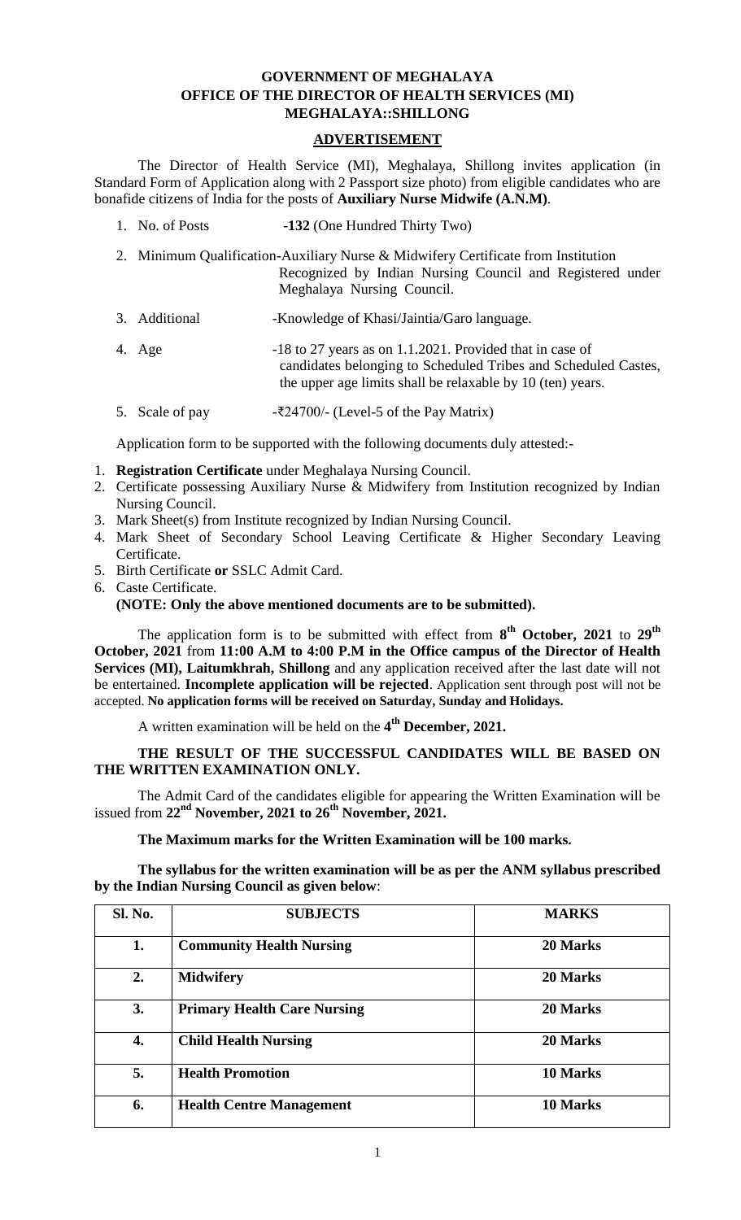# GOVERNMENT OF MEGHALAYA
## OFFICE OF THE DIRECTOR OF HEALTH SERVICES (MI)
## MEGHALAYA::SHILLONG

### ADVERTISEMENT

The Director of Health Service (MI), Meghalaya, Shillong invites application (in Standard Form of Application along with 2 Passport size photo) from eligible candidates who are bonafide citizens of India for the posts of **Auxiliary Nurse Midwife (A.N.M)**.

1. No. of Posts -**132** (One Hundred Thirty Two)
2. Minimum Qualification-Auxiliary Nurse & Midwifery Certificate from Institution Recognized by Indian Nursing Council and Registered under Meghalaya Nursing Council.
3. Additional -Knowledge of Khasi/Jaintia/Garo language.
4. Age -18 to 27 years as on 1.1.2021. Provided that in case of candidates belonging to Scheduled Tribes and Scheduled Castes, the upper age limits shall be relaxable by 10 (ten) years.
5. Scale of pay -₹24700/- (Level-5 of the Pay Matrix)

Application form to be supported with the following documents duly attested:-

1. **Registration Certificate** under Meghalaya Nursing Council.
2. Certificate possessing Auxiliary Nurse & Midwifery from Institution recognized by Indian Nursing Council.
3. Mark Sheet(s) from Institute recognized by Indian Nursing Council.
4. Mark Sheet of Secondary School Leaving Certificate & Higher Secondary Leaving Certificate.
5. Birth Certificate **or** SSLC Admit Card.
6. Caste Certificate.

**(NOTE: Only the above mentioned documents are to be submitted).**

The application form is to be submitted with effect from **8th October, 2021** to **29th October, 2021** from **11:00 A.M to 4:00 P.M in the Office campus of the Director of Health Services (MI), Laitumkhrah, Shillong** and any application received after the last date will not be entertained. **Incomplete application will be rejected**. Application sent through post will not be accepted. **No application forms will be received on Saturday, Sunday and Holidays.**

A written examination will be held on the **4th December, 2021.**

**THE RESULT OF THE SUCCESSFUL CANDIDATES WILL BE BASED ON THE WRITTEN EXAMINATION ONLY.**

The Admit Card of the candidates eligible for appearing the Written Examination will be issued from **22nd November, 2021 to 26th November, 2021.**

**The Maximum marks for the Written Examination will be 100 marks.**

**The syllabus for the written examination will be as per the ANM syllabus prescribed by the Indian Nursing Council as given below**:

| Sl. No. | SUBJECTS | MARKS |
|---|---|---|
| **1.** | **Community Health Nursing** | **20 Marks** |
| **2.** | **Midwifery** | **20 Marks** |
| **3.** | **Primary Health Care Nursing** | **20 Marks** |
| **4.** | **Child Health Nursing** | **20 Marks** |
| **5.** | **Health Promotion** | **10 Marks** |
| **6.** | **Health Centre Management** | **10 Marks** |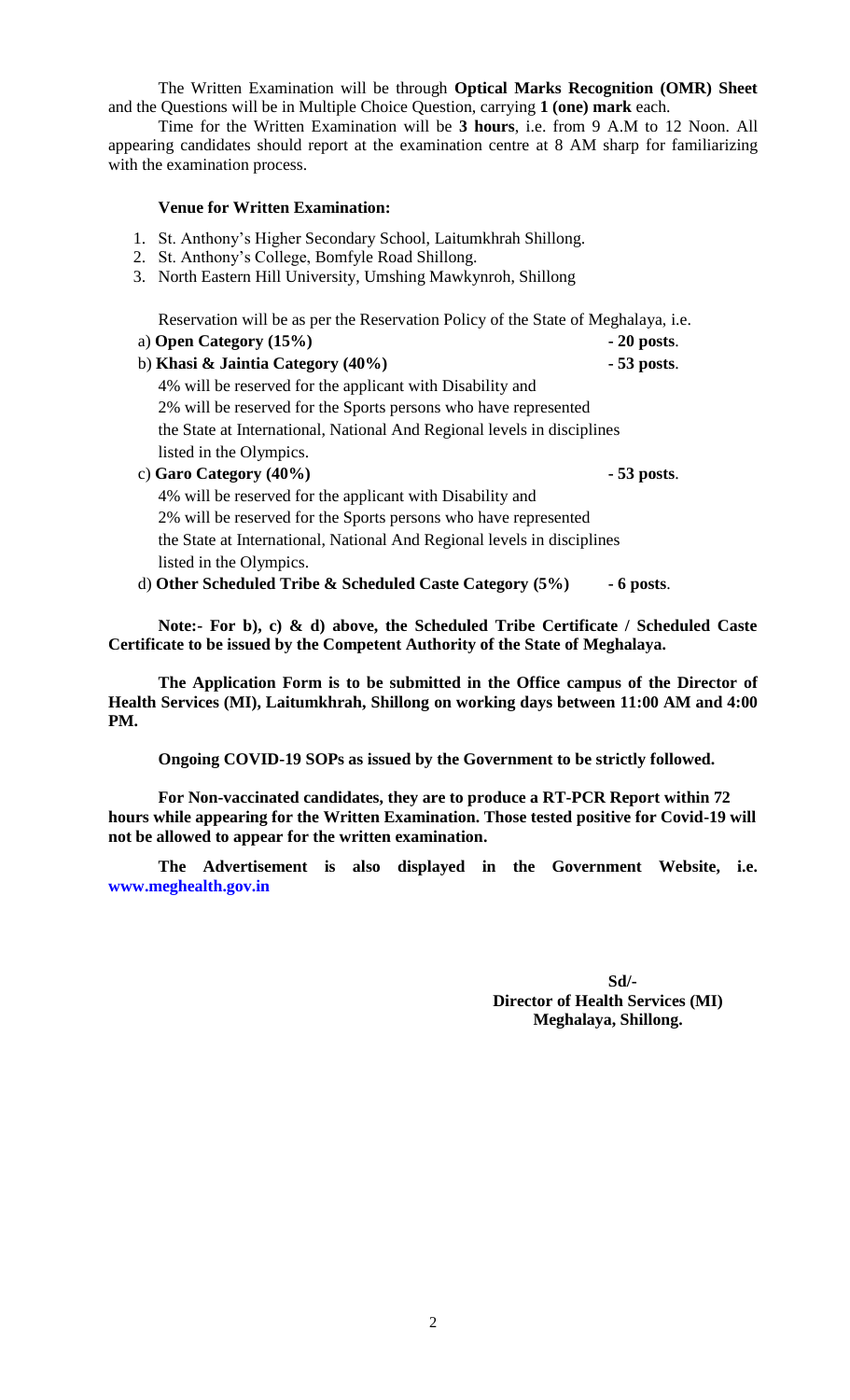The Written Examination will be through **Optical Marks Recognition (OMR) Sheet** and the Questions will be in Multiple Choice Question, carrying **1 (one) mark** each.

Time for the Written Examination will be **3 hours**, i.e. from 9 A.M to 12 Noon. All appearing candidates should report at the examination centre at 8 AM sharp for familiarizing with the examination process.

**Venue for Written Examination:**

1. St. Anthony's Higher Secondary School, Laitumkhrah Shillong.
2. St. Anthony's College, Bomfyle Road Shillong.
3. North Eastern Hill University, Umshing Mawkynroh, Shillong

Reservation will be as per the Reservation Policy of the State of Meghalaya, i.e.

a) **Open Category (15%)** - **20 posts**.

b) **Khasi & Jaintia Category (40%)** - **53 posts**.
4% will be reserved for the applicant with Disability and
2% will be reserved for the Sports persons who have represented the State at International, National And Regional levels in disciplines listed in the Olympics.

c) **Garo Category (40%)** - **53 posts**.
4% will be reserved for the applicant with Disability and
2% will be reserved for the Sports persons who have represented the State at International, National And Regional levels in disciplines listed in the Olympics.

d) **Other Scheduled Tribe & Scheduled Caste Category (5%)** - **6 posts**.

**Note:- For b), c) & d) above, the Scheduled Tribe Certificate / Scheduled Caste Certificate to be issued by the Competent Authority of the State of Meghalaya.**

**The Application Form is to be submitted in the Office campus of the Director of Health Services (MI), Laitumkhrah, Shillong on working days between 11:00 AM and 4:00 PM.**

**Ongoing COVID-19 SOPs as issued by the Government to be strictly followed.**

**For Non-vaccinated candidates, they are to produce a RT-PCR Report within 72 hours while appearing for the Written Examination. Those tested positive for Covid-19 will not be allowed to appear for the written examination.**

**The Advertisement is also displayed in the Government Website, i.e. www.meghealth.gov.in**

**Sd/-**
**Director of Health Services (MI)**
**Meghalaya, Shillong.**